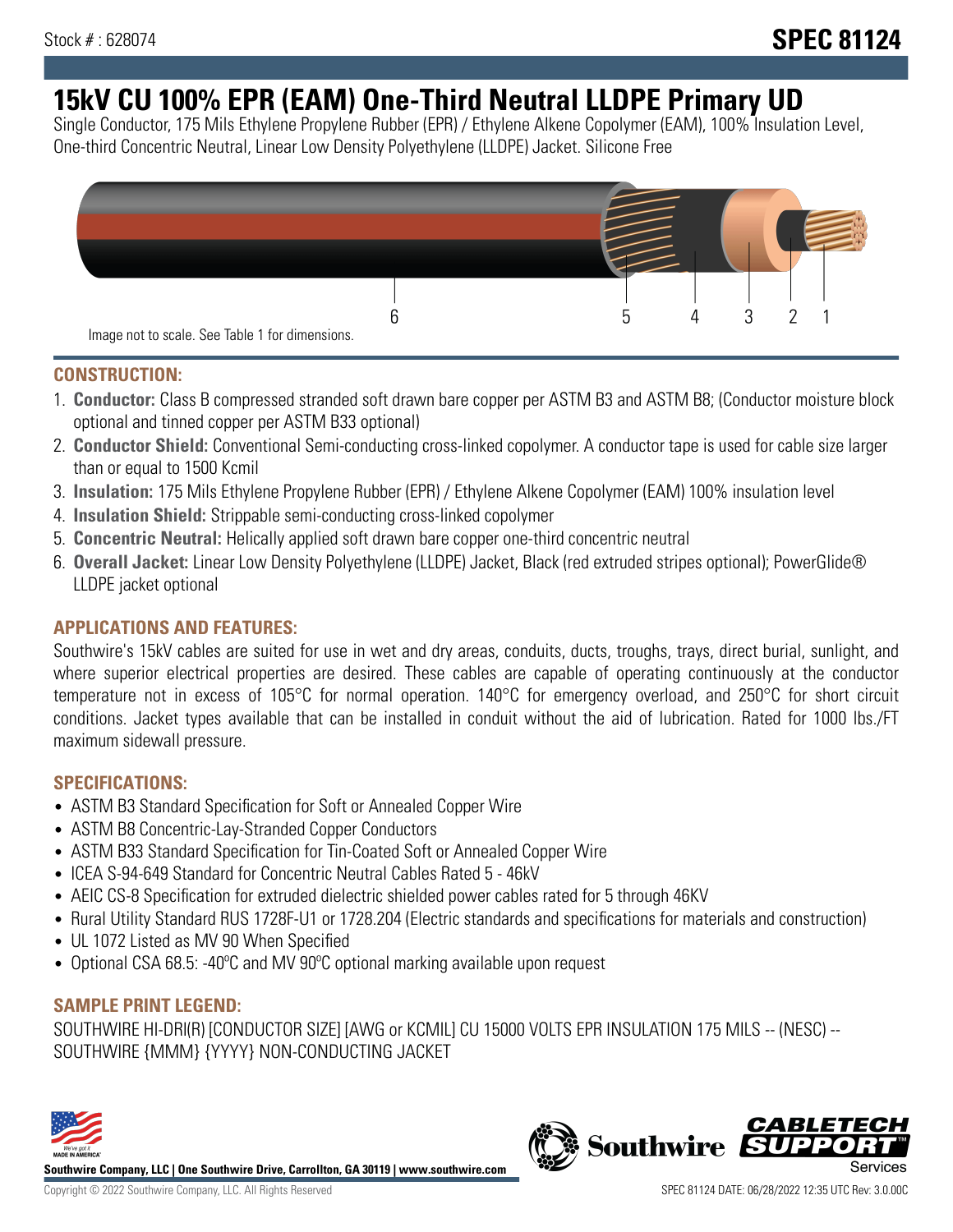Stock # : 628074

# SPEC 81124

# 15kV CU 100% EPR (EAM) One-Third Neutral LLDPE Primary UD

Single Conductor, 175 Mils Ethylene Propylene Rubber (EPR) / Ethylene Alkene Copolymer (EAM), 100% Insulation Level, One-third Concentric Neutral, Linear Low Density Polyethylene (LLDPE) Jacket. Silicone Free

6 5 4 3 2 1

Image not to scale. See Table 1 for dimensions.

## CONSTRUCTION:

1. **Conductor:** Class B compressed stranded soft drawn bare copper per ASTM B3 and ASTM B8; (Conductor moisture block optional and tinned copper per ASTM B33 optional)
2. **Conductor Shield:** Conventional Semi-conducting cross-linked copolymer. A conductor tape is used for cable size larger than or equal to 1500 Kcmil
3. **Insulation:** 175 Mils Ethylene Propylene Rubber (EPR) / Ethylene Alkene Copolymer (EAM) 100% insulation level
4. **Insulation Shield:** Strippable semi-conducting cross-linked copolymer
5. **Concentric Neutral:** Helically applied soft drawn bare copper one-third concentric neutral
6. **Overall Jacket:** Linear Low Density Polyethylene (LLDPE) Jacket, Black (red extruded stripes optional); PowerGlide® LLDPE jacket optional

## APPLICATIONS AND FEATURES:

Southwire's 15kV cables are suited for use in wet and dry areas, conduits, ducts, troughs, trays, direct burial, sunlight, and where superior electrical properties are desired. These cables are capable of operating continuously at the conductor temperature not in excess of 105°C for normal operation. 140°C for emergency overload, and 250°C for short circuit conditions. Jacket types available that can be installed in conduit without the aid of lubrication. Rated for 1000 lbs./FT maximum sidewall pressure.

## SPECIFICATIONS:

- ASTM B3 Standard Specification for Soft or Annealed Copper Wire
- ASTM B8 Concentric-Lay-Stranded Copper Conductors
- ASTM B33 Standard Specification for Tin-Coated Soft or Annealed Copper Wire
- ICEA S-94-649 Standard for Concentric Neutral Cables Rated 5 - 46kV
- AEIC CS-8 Specification for extruded dielectric shielded power cables rated for 5 through 46KV
- Rural Utility Standard RUS 1728F-U1 or 1728.204 (Electric standards and specifications for materials and construction)
- UL 1072 Listed as MV 90 When Specified
- Optional CSA 68.5: -40ºC and MV 90ºC optional marking available upon request

## SAMPLE PRINT LEGEND:

SOUTHWIRE HI-DRI(R) [CONDUCTOR SIZE] [AWG or KCMIL] CU 15000 VOLTS EPR INSULATION 175 MILS -- (NESC) -- SOUTHWIRE {MMM} {YYYY} NON-CONDUCTING JACKET

**Southwire Company, LLC | One Southwire Drive, Carrollton, GA 30119 | www.southwire.com**

Copyright © 2022 Southwire Company, LLC. All Rights Reserved

SPEC 81124 DATE: 06/28/2022 12:35 UTC Rev: 3.0.00C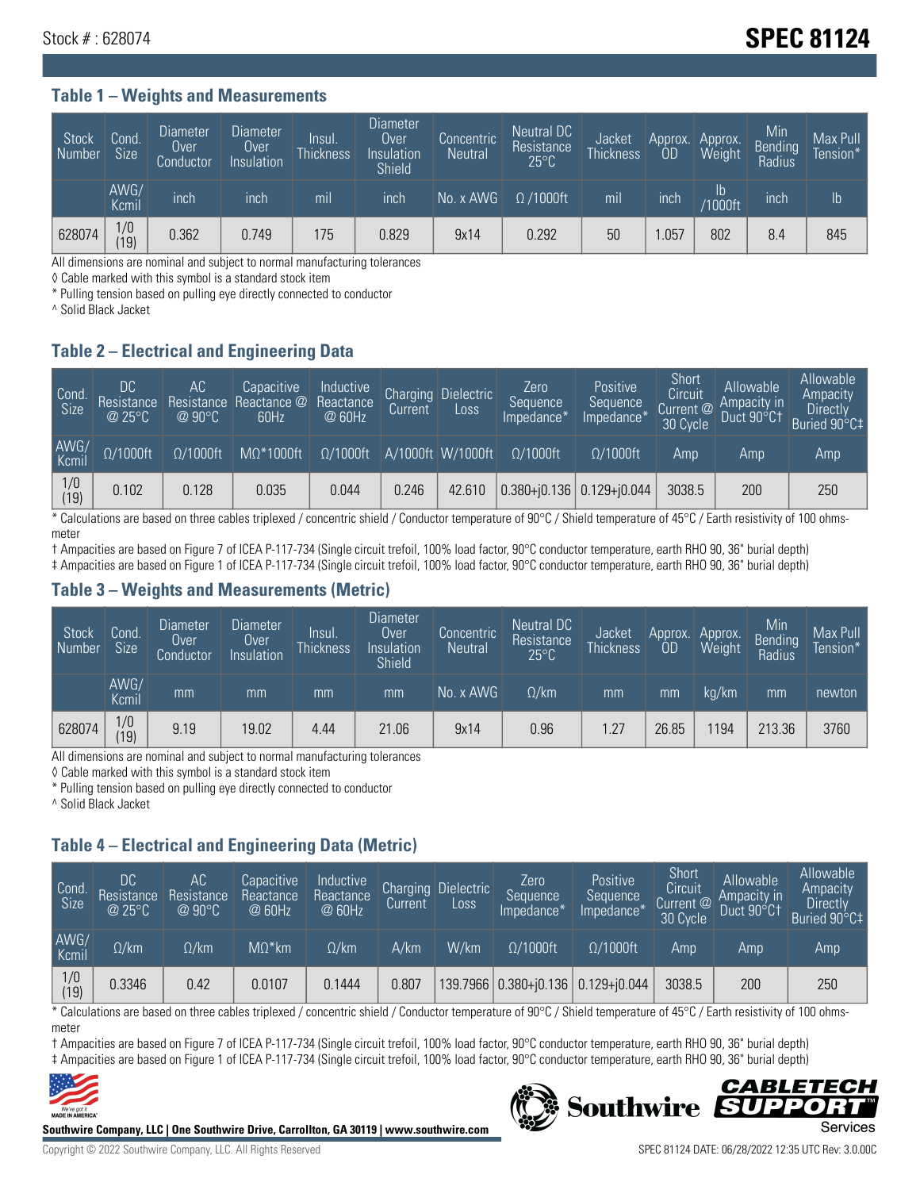Stock # : 628074

# SPEC 81124

## Table 1 – Weights and Measurements

| Stock Number | Cond. Size | Diameter Over Conductor | Diameter Over Insulation | Insul. Thickness | Diameter Over Insulation Shield | Concentric Neutral | Neutral DC Resistance 25°C | Jacket Thickness | Approx. OD | Approx. Weight | Min Bending Radius | Max Pull Tension* |
|---|---|---|---|---|---|---|---|---|---|---|---|---|
| | AWG/ Kcmil | inch | inch | mil | inch | No. x AWG | Ω /1000ft | mil | inch | lb /1000ft | inch | lb |
| 628074 | 1/0 (19) | 0.362 | 0.749 | 175 | 0.829 | 9x14 | 0.292 | 50 | 1.057 | 802 | 8.4 | 845 |

All dimensions are nominal and subject to normal manufacturing tolerances

◊ Cable marked with this symbol is a standard stock item

* Pulling tension based on pulling eye directly connected to conductor

^ Solid Black Jacket

## Table 2 – Electrical and Engineering Data

| Cond. Size | DC Resistance @ 25°C | AC Resistance @ 90°C | Capacitive Reactance @ 60Hz | Inductive Reactance @ 60Hz | Charging Current | Dielectric Loss | Zero Sequence Impedance* | Positive Sequence Impedance* | Short Circuit Current @ 30 Cycle | Allowable Ampacity in Duct 90°C† | Allowable Ampacity Directly Buried 90°C‡ |
|---|---|---|---|---|---|---|---|---|---|---|---|
| AWG/ Kcmil | Ω/1000ft | Ω/1000ft | MΩ*1000ft | Ω/1000ft | A/1000ft | W/1000ft | Ω/1000ft | Ω/1000ft | Amp | Amp | Amp |
| 1/0 (19) | 0.102 | 0.128 | 0.035 | 0.044 | 0.246 | 42.610 | 0.380+j0.136 | 0.129+j0.044 | 3038.5 | 200 | 250 |

* Calculations are based on three cables triplexed / concentric shield / Conductor temperature of 90°C / Shield temperature of 45°C / Earth resistivity of 100 ohms-meter

† Ampacities are based on Figure 7 of ICEA P-117-734 (Single circuit trefoil, 100% load factor, 90°C conductor temperature, earth RHO 90, 36" burial depth)

‡ Ampacities are based on Figure 1 of ICEA P-117-734 (Single circuit trefoil, 100% load factor, 90°C conductor temperature, earth RHO 90, 36" burial depth)

## Table 3 – Weights and Measurements (Metric)

| Stock Number | Cond. Size | Diameter Over Conductor | Diameter Over Insulation | Insul. Thickness | Diameter Over Insulation Shield | Concentric Neutral | Neutral DC Resistance 25°C | Jacket Thickness | Approx. OD | Approx. Weight | Min Bending Radius | Max Pull Tension* |
|---|---|---|---|---|---|---|---|---|---|---|---|---|
| | AWG/ Kcmil | mm | mm | mm | mm | No. x AWG | Ω/km | mm | mm | kg/km | mm | newton |
| 628074 | 1/0 (19) | 9.19 | 19.02 | 4.44 | 21.06 | 9x14 | 0.96 | 1.27 | 26.85 | 1194 | 213.36 | 3760 |

All dimensions are nominal and subject to normal manufacturing tolerances

◊ Cable marked with this symbol is a standard stock item

* Pulling tension based on pulling eye directly connected to conductor

^ Solid Black Jacket

## Table 4 – Electrical and Engineering Data (Metric)

| Cond. Size | DC Resistance @ 25°C | AC Resistance @ 90°C | Capacitive Reactance @ 60Hz | Inductive Reactance @ 60Hz | Charging Current | Dielectric Loss | Zero Sequence Impedance* | Positive Sequence Impedance* | Short Circuit Current @ 30 Cycle | Allowable Ampacity in Duct 90°C† | Allowable Ampacity Directly Buried 90°C‡ |
|---|---|---|---|---|---|---|---|---|---|---|---|
| AWG/ Kcmil | Ω/km | Ω/km | MΩ*km | Ω/km | A/km | W/km | Ω/1000ft | Ω/1000ft | Amp | Amp | Amp |
| 1/0 (19) | 0.3346 | 0.42 | 0.0107 | 0.1444 | 0.807 | 139.7966 | 0.380+j0.136 | 0.129+j0.044 | 3038.5 | 200 | 250 |

* Calculations are based on three cables triplexed / concentric shield / Conductor temperature of 90°C / Shield temperature of 45°C / Earth resistivity of 100 ohms-meter

† Ampacities are based on Figure 7 of ICEA P-117-734 (Single circuit trefoil, 100% load factor, 90°C conductor temperature, earth RHO 90, 36" burial depth)

‡ Ampacities are based on Figure 1 of ICEA P-117-734 (Single circuit trefoil, 100% load factor, 90°C conductor temperature, earth RHO 90, 36" burial depth)

Southwire Company, LLC | One Southwire Drive, Carrollton, GA 30119 | www.southwire.com

Copyright © 2022 Southwire Company, LLC. All Rights Reserved

SPEC 81124 DATE: 06/28/2022 12:35 UTC Rev: 3.0.00C